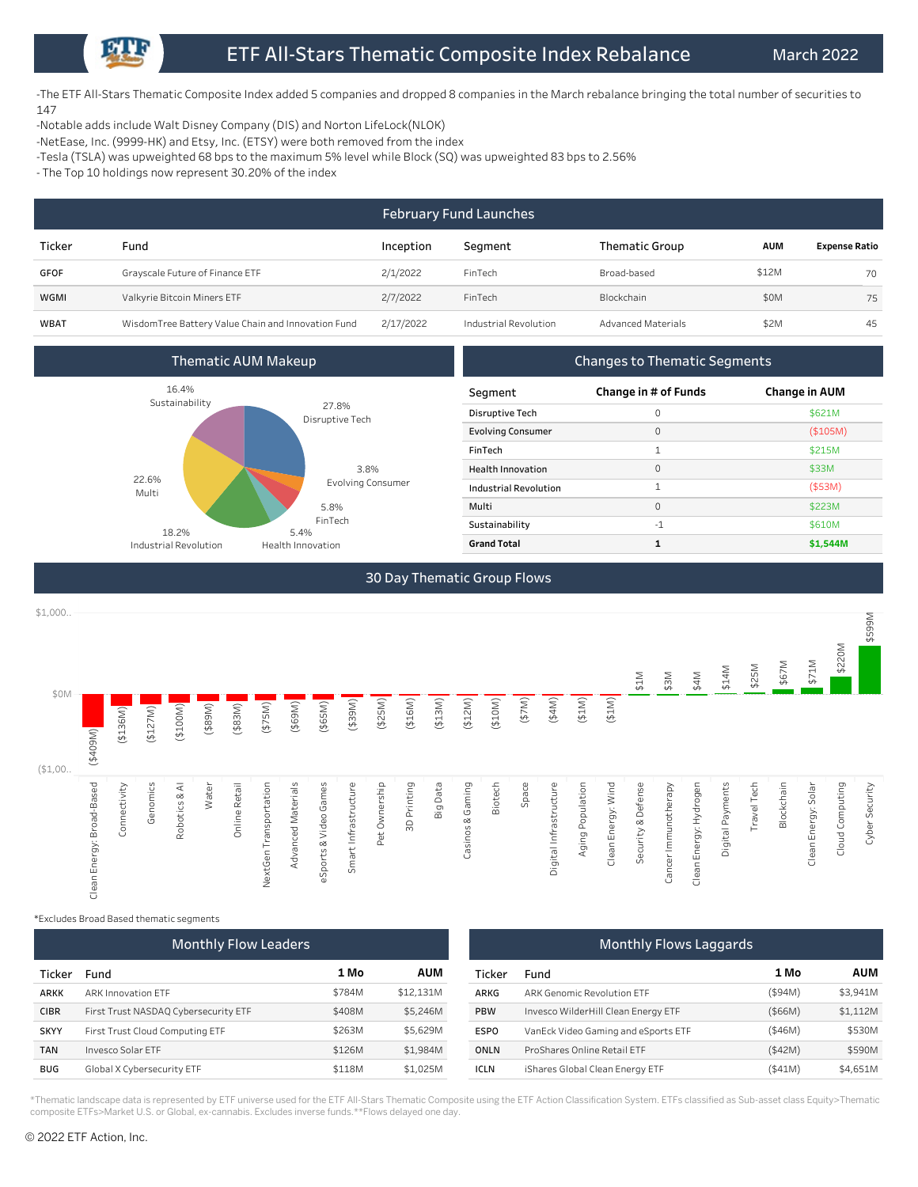# ETF All-Stars Thematic Composite Index Rebalance

March 2022

-The ETF All-Stars Thematic Composite Index added 5 companies and dropped 8 companies in the March rebalance bringing the total number of securities to 147

-Notable adds include Walt Disney Company (DIS) and Norton LifeLock(NLOK)

-NetEase, Inc. (9999-HK) and Etsy, Inc. (ETSY) were both removed from the index

-Tesla (TSLA) was upweighted 68 bps to the maximum 5% level while Block (SQ) was upweighted 83 bps to 2.56%

- The Top 10 holdings now represent 30.20% of the index

## February Fund Launches

| Ticker | Fund | Inception | Segment | Thematic Group | AUM | Expense Ratio |
|---|---|---|---|---|---|---|
| GFOF | Grayscale Future of Finance ETF | 2/1/2022 | FinTech | Broad-based | $12M | 70 |
| WGMI | Valkyrie Bitcoin Miners ETF | 2/7/2022 | FinTech | Blockchain | $0M | 75 |
| WBAT | WisdomTree Battery Value Chain and Innovation Fund | 2/17/2022 | Industrial Revolution | Advanced Materials | $2M | 45 |

## Thematic AUM Makeup

16.4% Sustainability

27.8% Disruptive Tech

3.8% Evolving Consumer

5.8% FinTech

5.4% Health Innovation

18.2% Industrial Revolution

22.6% Multi

## Changes to Thematic Segments

| Segment | Change in # of Funds | Change in AUM |
|---|---|---|
| Disruptive Tech | 0 | $621M |
| Evolving Consumer | 0 | ($105M) |
| FinTech | 1 | $215M |
| Health Innovation | 0 | $33M |
| Industrial Revolution | 1 | ($53M) |
| Multi | 0 | $223M |
| Sustainability | -1 | $610M |
| **Grand Total** | **1** | **$1,544M** |

## 30 Day Thematic Group Flows

$1,000..
$0M
($1,00..

Clean Energy: Broad-Based ($409M)
Connectivity ($136M)
Genomics ($127M)
Robotics & AI ($100M)
Water ($89M)
Online Retail ($83M)
NextGen Transportation ($75M)
Advanced Materials ($69M)
eSports & Video Games ($65M)
Smart Infrastructure ($39M)
Pet Ownership ($25M)
3D Printing ($16M)
Big Data ($13M)
Casinos & Gaming ($12M)
Biotech ($10M)
Space ($7M)
Digital Infrastructure ($4M)
Aging Population ($1M)
Clean Energy: Wind ($1M)
Security & Defense $1M
Cancer Immunotherapy $3M
Clean Energy: Hydrogen $4M
Digital Payments $14M
Travel Tech $25M
Blockchain $67M
Clean Energy: Solar $71M
Cloud Computing $220M
Cyber Security $599M

*Excludes Broad Based thematic segments

## Monthly Flow Leaders

| Ticker | Fund | 1 Mo | AUM |
|---|---|---|---|
| ARKK | ARK Innovation ETF | $784M | $12,131M |
| CIBR | First Trust NASDAQ Cybersecurity ETF | $408M | $5,246M |
| SKYY | First Trust Cloud Computing ETF | $263M | $5,629M |
| TAN | Invesco Solar ETF | $126M | $1,984M |
| BUG | Global X Cybersecurity ETF | $118M | $1,025M |

## Monthly Flows Laggards

| Ticker | Fund | 1 Mo | AUM |
|---|---|---|---|
| ARKG | ARK Genomic Revolution ETF | ($94M) | $3,941M |
| PBW | Invesco WilderHill Clean Energy ETF | ($66M) | $1,112M |
| ESPO | VanEck Video Gaming and eSports ETF | ($46M) | $530M |
| ONLN | ProShares Online Retail ETF | ($42M) | $590M |
| ICLN | iShares Global Clean Energy ETF | ($41M) | $4,651M |

*Thematic landscape data is represented by ETF universe used for the ETF All-Stars Thematic Composite using the ETF Action Classification System. ETFs classified as Sub-asset class Equity>Thematic composite ETFs>Market U.S. or Global, ex-cannabis. Excludes inverse funds.**Flows delayed one day.

© 2022 ETF Action, Inc.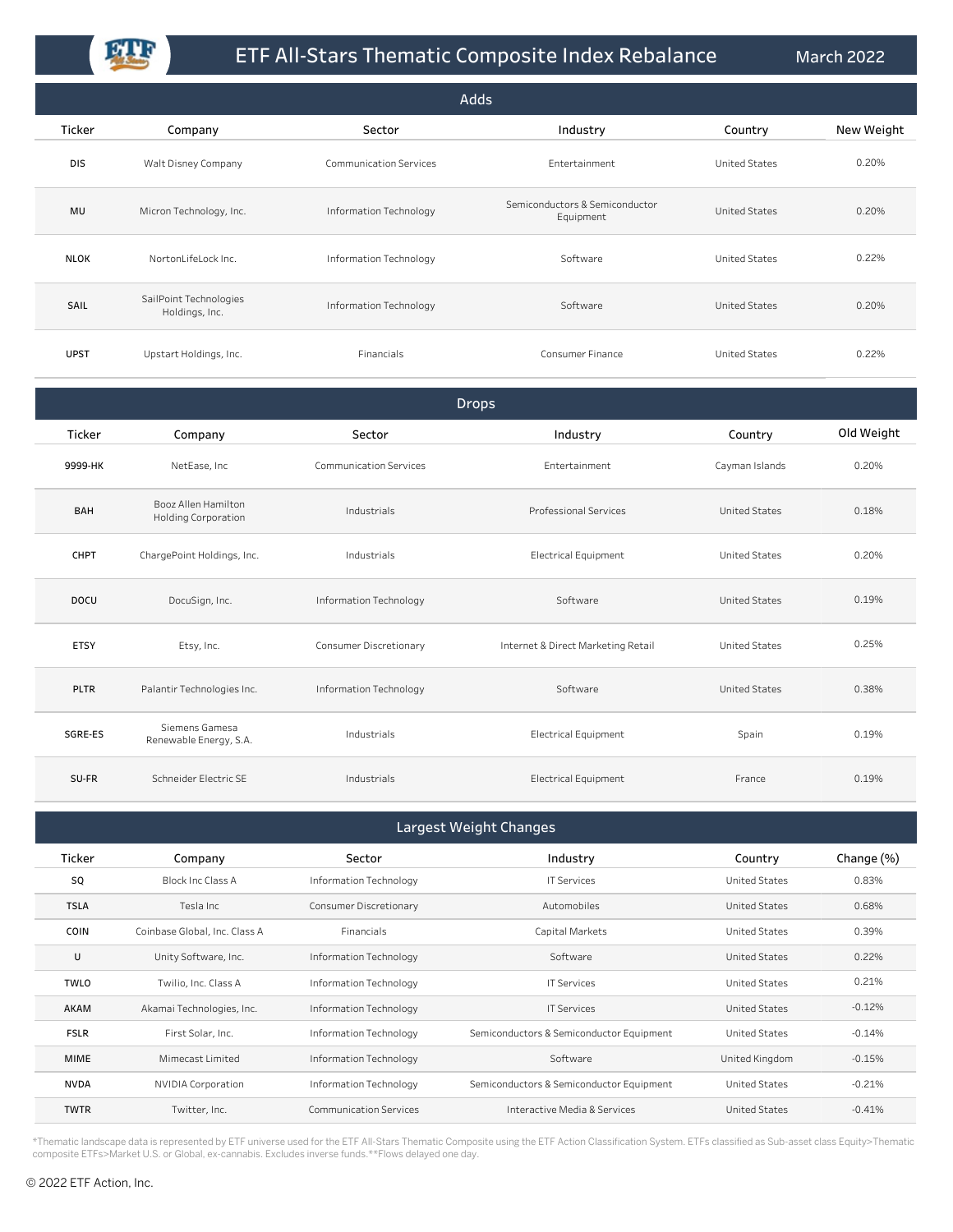# ETF All-Stars Thematic Composite Index Rebalance

March 2022

## Adds

| Ticker | Company | Sector | Industry | Country | New Weight |
|---|---|---|---|---|---|
| DIS | Walt Disney Company | Communication Services | Entertainment | United States | 0.20% |
| MU | Micron Technology, Inc. | Information Technology | Semiconductors & Semiconductor Equipment | United States | 0.20% |
| NLOK | NortonLifeLock Inc. | Information Technology | Software | United States | 0.22% |
| SAIL | SailPoint Technologies Holdings, Inc. | Information Technology | Software | United States | 0.20% |
| UPST | Upstart Holdings, Inc. | Financials | Consumer Finance | United States | 0.22% |

## Drops

| Ticker | Company | Sector | Industry | Country | Old Weight |
|---|---|---|---|---|---|
| 9999-HK | NetEase, Inc | Communication Services | Entertainment | Cayman Islands | 0.20% |
| BAH | Booz Allen Hamilton Holding Corporation | Industrials | Professional Services | United States | 0.18% |
| CHPT | ChargePoint Holdings, Inc. | Industrials | Electrical Equipment | United States | 0.20% |
| DOCU | DocuSign, Inc. | Information Technology | Software | United States | 0.19% |
| ETSY | Etsy, Inc. | Consumer Discretionary | Internet & Direct Marketing Retail | United States | 0.25% |
| PLTR | Palantir Technologies Inc. | Information Technology | Software | United States | 0.38% |
| SGRE-ES | Siemens Gamesa Renewable Energy, S.A. | Industrials | Electrical Equipment | Spain | 0.19% |
| SU-FR | Schneider Electric SE | Industrials | Electrical Equipment | France | 0.19% |

## Largest Weight Changes

| Ticker | Company | Sector | Industry | Country | Change (%) |
|---|---|---|---|---|---|
| SQ | Block Inc Class A | Information Technology | IT Services | United States | 0.83% |
| TSLA | Tesla Inc | Consumer Discretionary | Automobiles | United States | 0.68% |
| COIN | Coinbase Global, Inc. Class A | Financials | Capital Markets | United States | 0.39% |
| U | Unity Software, Inc. | Information Technology | Software | United States | 0.22% |
| TWLO | Twilio, Inc. Class A | Information Technology | IT Services | United States | 0.21% |
| AKAM | Akamai Technologies, Inc. | Information Technology | IT Services | United States | -0.12% |
| FSLR | First Solar, Inc. | Information Technology | Semiconductors & Semiconductor Equipment | United States | -0.14% |
| MIME | Mimecast Limited | Information Technology | Software | United Kingdom | -0.15% |
| NVDA | NVIDIA Corporation | Information Technology | Semiconductors & Semiconductor Equipment | United States | -0.21% |
| TWTR | Twitter, Inc. | Communication Services | Interactive Media & Services | United States | -0.41% |

*Thematic landscape data is represented by ETF universe used for the ETF All-Stars Thematic Composite using the ETF Action Classification System. ETFs classified as Sub-asset class Equity>Thematic composite ETFs>Market U.S. or Global, ex-cannabis. Excludes inverse funds.**Flows delayed one day.

© 2022 ETF Action, Inc.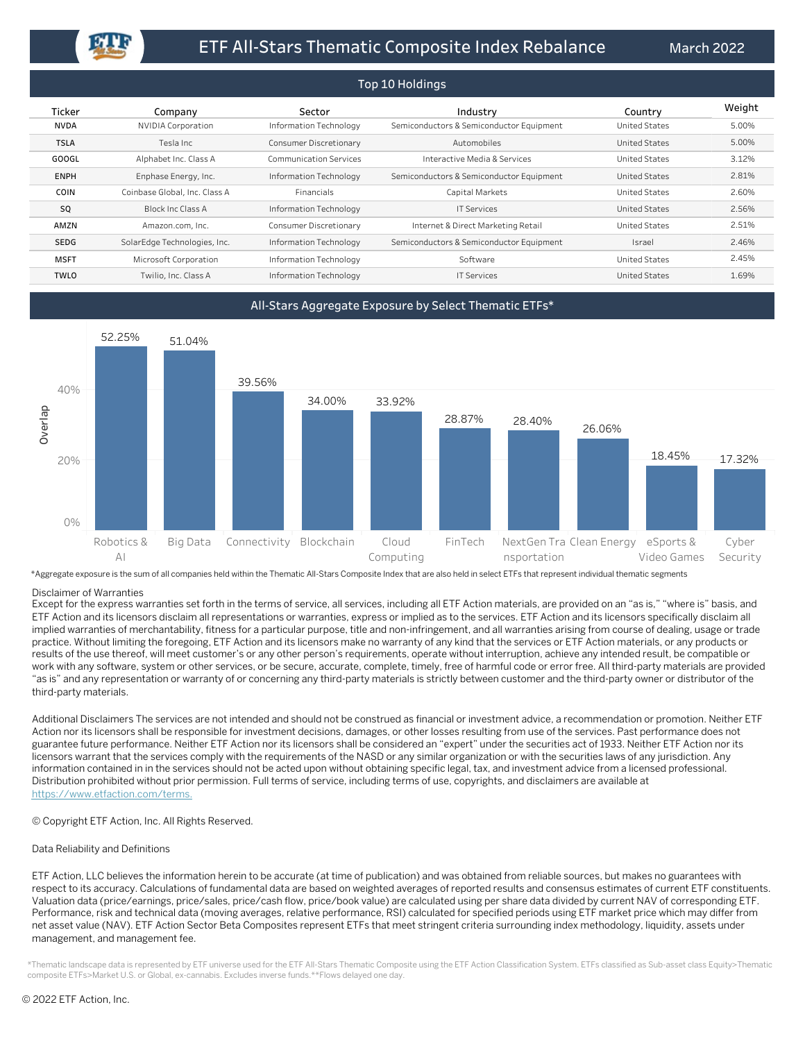# ETF All-Stars Thematic Composite Index Rebalance

March 2022

## Top 10 Holdings

| Ticker | Company | Sector | Industry | Country | Weight |
|---|---|---|---|---|---|
| NVDA | NVIDIA Corporation | Information Technology | Semiconductors & Semiconductor Equipment | United States | 5.00% |
| TSLA | Tesla Inc | Consumer Discretionary | Automobiles | United States | 5.00% |
| GOOGL | Alphabet Inc. Class A | Communication Services | Interactive Media & Services | United States | 3.12% |
| ENPH | Enphase Energy, Inc. | Information Technology | Semiconductors & Semiconductor Equipment | United States | 2.81% |
| COIN | Coinbase Global, Inc. Class A | Financials | Capital Markets | United States | 2.60% |
| SQ | Block Inc Class A | Information Technology | IT Services | United States | 2.56% |
| AMZN | Amazon.com, Inc. | Consumer Discretionary | Internet & Direct Marketing Retail | United States | 2.51% |
| SEDG | SolarEdge Technologies, Inc. | Information Technology | Semiconductors & Semiconductor Equipment | Israel | 2.46% |
| MSFT | Microsoft Corporation | Information Technology | Software | United States | 2.45% |
| TWLO | Twilio, Inc. Class A | Information Technology | IT Services | United States | 1.69% |

## All-Stars Aggregate Exposure by Select Thematic ETFs*

Overlap

0%
20%
40%

52.25% Robotics & AI
51.04% Big Data
39.56% Connectivity
34.00% Blockchain
33.92% Cloud Computing
28.87% FinTech
28.40% NextGen Transportation
26.06% Clean Energy
18.45% eSports & Video Games
17.32% Cyber Security

*Aggregate exposure is the sum of all companies held within the Thematic All-Stars Composite Index that are also held in select ETFs that represent individual thematic segments

Disclaimer of Warranties
Except for the express warranties set forth in the terms of service, all services, including all ETF Action materials, are provided on an "as is," "where is" basis, and ETF Action and its licensors disclaim all representations or warranties, express or implied as to the services. ETF Action and its licensors specifically disclaim all implied warranties of merchantability, fitness for a particular purpose, title and non-infringement, and all warranties arising from course of dealing, usage or trade practice. Without limiting the foregoing, ETF Action and its licensors make no warranty of any kind that the services or ETF Action materials, or any products or results of the use thereof, will meet customer's or any other person's requirements, operate without interruption, achieve any intended result, be compatible or work with any software, system or other services, or be secure, accurate, complete, timely, free of harmful code or error free. All third-party materials are provided "as is" and any representation or warranty of or concerning any third-party materials is strictly between customer and the third-party owner or distributor of the third-party materials.

Additional Disclaimers The services are not intended and should not be construed as financial or investment advice, a recommendation or promotion. Neither ETF Action nor its licensors shall be responsible for investment decisions, damages, or other losses resulting from use of the services. Past performance does not guarantee future performance. Neither ETF Action nor its licensors shall be considered an "expert" under the securities act of 1933. Neither ETF Action nor its licensors warrant that the services comply with the requirements of the NASD or any similar organization or with the securities laws of any jurisdiction. Any information contained in in the services should not be acted upon without obtaining specific legal, tax, and investment advice from a licensed professional. Distribution prohibited without prior permission. Full terms of service, including terms of use, copyrights, and disclaimers are available at https://www.etfaction.com/terms.

© Copyright ETF Action, Inc. All Rights Reserved.

Data Reliability and Definitions

ETF Action, LLC believes the information herein to be accurate (at time of publication) and was obtained from reliable sources, but makes no guarantees with respect to its accuracy. Calculations of fundamental data are based on weighted averages of reported results and consensus estimates of current ETF constituents. Valuation data (price/earnings, price/sales, price/cash flow, price/book value) are calculated using per share data divided by current NAV of corresponding ETF. Performance, risk and technical data (moving averages, relative performance, RSI) calculated for specified periods using ETF market price which may differ from net asset value (NAV). ETF Action Sector Beta Composites represent ETFs that meet stringent criteria surrounding index methodology, liquidity, assets under management, and management fee.

*Thematic landscape data is represented by ETF universe used for the ETF All-Stars Thematic Composite using the ETF Action Classification System. ETFs classified as Sub-asset class Equity>Thematic composite ETFs>Market U.S. or Global, ex-cannabis. Excludes inverse funds.**Flows delayed one day.

© 2022 ETF Action, Inc.